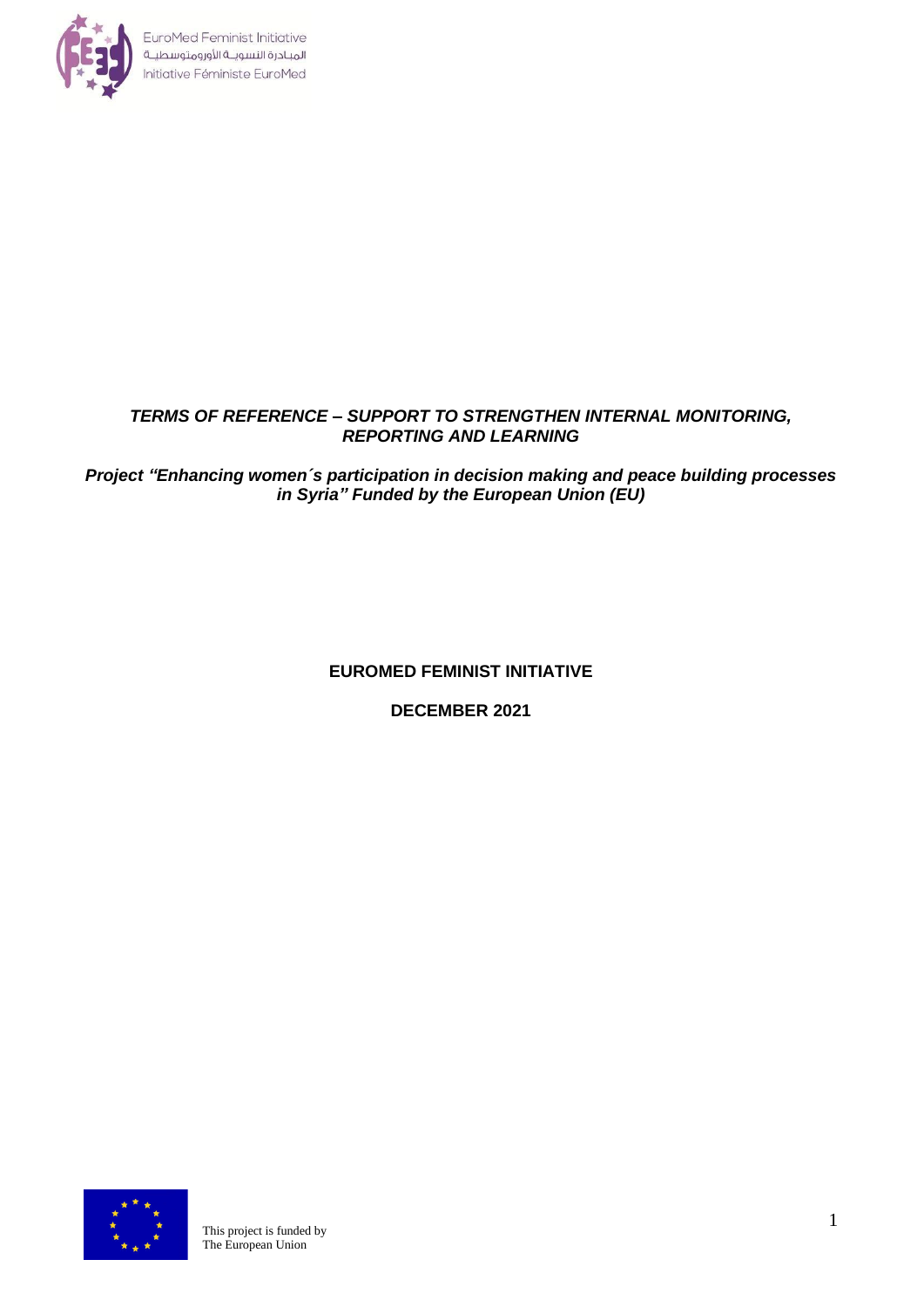EuroMed Feminist Initiative
المبادرة النسوية الأورومتوسطية
Initiative Féministe EuroMed

***TERMS OF REFERENCE – SUPPORT TO STRENGTHEN INTERNAL MONITORING, REPORTING AND LEARNING***

***Project "Enhancing women´s participation in decision making and peace building processes in Syria" Funded by the European Union (EU)***

**EUROMED FEMINIST INITIATIVE**

**DECEMBER 2021**

This project is funded by
The European Union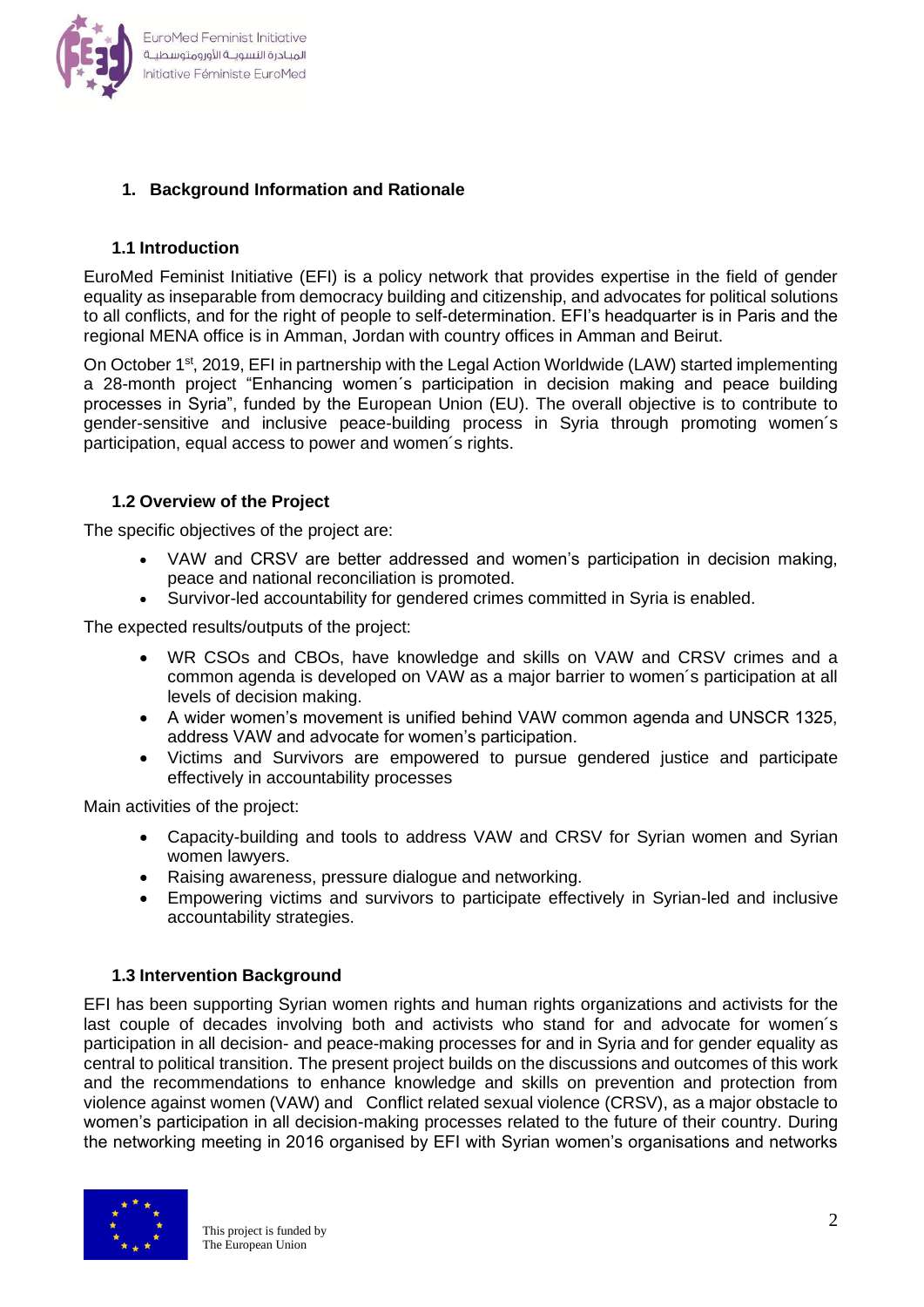## 1. Background Information and Rationale

### 1.1 Introduction

EuroMed Feminist Initiative (EFI) is a policy network that provides expertise in the field of gender equality as inseparable from democracy building and citizenship, and advocates for political solutions to all conflicts, and for the right of people to self-determination. EFI's headquarter is in Paris and the regional MENA office is in Amman, Jordan with country offices in Amman and Beirut.

On October 1st, 2019, EFI in partnership with the Legal Action Worldwide (LAW) started implementing a 28-month project "Enhancing women´s participation in decision making and peace building processes in Syria", funded by the European Union (EU). The overall objective is to contribute to gender-sensitive and inclusive peace-building process in Syria through promoting women´s participation, equal access to power and women´s rights.

### 1.2 Overview of the Project

The specific objectives of the project are:

- VAW and CRSV are better addressed and women's participation in decision making, peace and national reconciliation is promoted.
- Survivor-led accountability for gendered crimes committed in Syria is enabled.

The expected results/outputs of the project:

- WR CSOs and CBOs, have knowledge and skills on VAW and CRSV crimes and a common agenda is developed on VAW as a major barrier to women´s participation at all levels of decision making.
- A wider women's movement is unified behind VAW common agenda and UNSCR 1325, address VAW and advocate for women's participation.
- Victims and Survivors are empowered to pursue gendered justice and participate effectively in accountability processes

Main activities of the project:

- Capacity-building and tools to address VAW and CRSV for Syrian women and Syrian women lawyers.
- Raising awareness, pressure dialogue and networking.
- Empowering victims and survivors to participate effectively in Syrian-led and inclusive accountability strategies.

### 1.3 Intervention Background

EFI has been supporting Syrian women rights and human rights organizations and activists for the last couple of decades involving both and activists who stand for and advocate for women´s participation in all decision- and peace-making processes for and in Syria and for gender equality as central to political transition. The present project builds on the discussions and outcomes of this work and the recommendations to enhance knowledge and skills on prevention and protection from violence against women (VAW) and Conflict related sexual violence (CRSV), as a major obstacle to women's participation in all decision-making processes related to the future of their country. During the networking meeting in 2016 organised by EFI with Syrian women's organisations and networks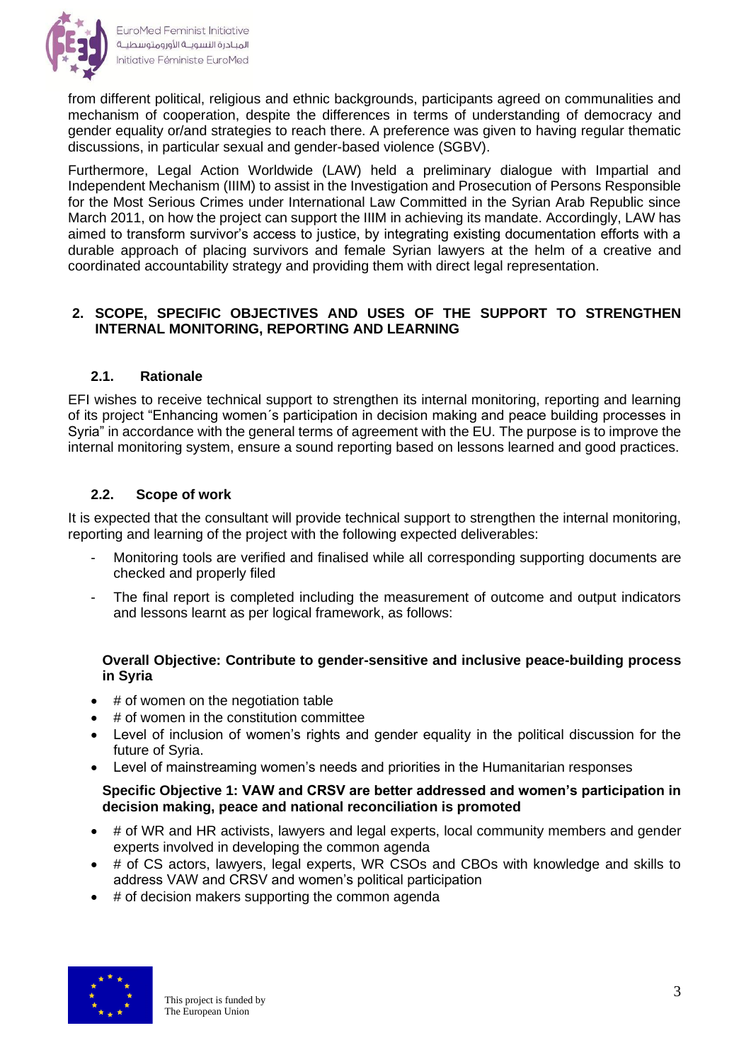from different political, religious and ethnic backgrounds, participants agreed on communalities and mechanism of cooperation, despite the differences in terms of understanding of democracy and gender equality or/and strategies to reach there. A preference was given to having regular thematic discussions, in particular sexual and gender-based violence (SGBV).

Furthermore, Legal Action Worldwide (LAW) held a preliminary dialogue with Impartial and Independent Mechanism (IIIM) to assist in the Investigation and Prosecution of Persons Responsible for the Most Serious Crimes under International Law Committed in the Syrian Arab Republic since March 2011, on how the project can support the IIIM in achieving its mandate. Accordingly, LAW has aimed to transform survivor's access to justice, by integrating existing documentation efforts with a durable approach of placing survivors and female Syrian lawyers at the helm of a creative and coordinated accountability strategy and providing them with direct legal representation.

## 2. SCOPE, SPECIFIC OBJECTIVES AND USES OF THE SUPPORT TO STRENGTHEN INTERNAL MONITORING, REPORTING AND LEARNING

### 2.1. Rationale

EFI wishes to receive technical support to strengthen its internal monitoring, reporting and learning of its project "Enhancing women´s participation in decision making and peace building processes in Syria" in accordance with the general terms of agreement with the EU. The purpose is to improve the internal monitoring system, ensure a sound reporting based on lessons learned and good practices.

### 2.2. Scope of work

It is expected that the consultant will provide technical support to strengthen the internal monitoring, reporting and learning of the project with the following expected deliverables:

- Monitoring tools are verified and finalised while all corresponding supporting documents are checked and properly filed
- The final report is completed including the measurement of outcome and output indicators and lessons learnt as per logical framework, as follows:

**Overall Objective: Contribute to gender-sensitive and inclusive peace-building process in Syria**

- # of women on the negotiation table
- # of women in the constitution committee
- Level of inclusion of women's rights and gender equality in the political discussion for the future of Syria.
- Level of mainstreaming women's needs and priorities in the Humanitarian responses

**Specific Objective 1: VAW and CRSV are better addressed and women's participation in decision making, peace and national reconciliation is promoted**

- # of WR and HR activists, lawyers and legal experts, local community members and gender experts involved in developing the common agenda
- # of CS actors, lawyers, legal experts, WR CSOs and CBOs with knowledge and skills to address VAW and CRSV and women's political participation
- # of decision makers supporting the common agenda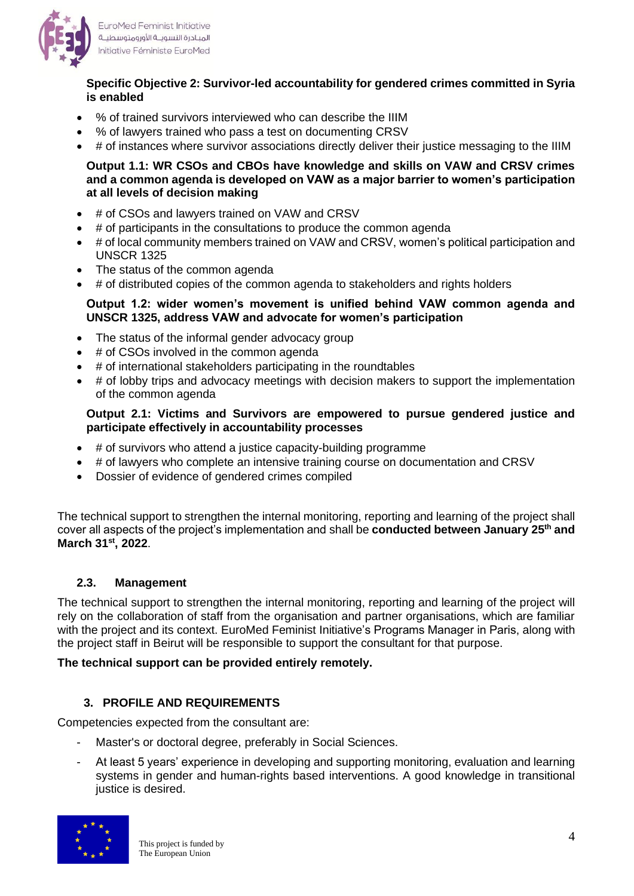**Specific Objective 2: Survivor-led accountability for gendered crimes committed in Syria is enabled**

- % of trained survivors interviewed who can describe the IIIM
- % of lawyers trained who pass a test on documenting CRSV
- # of instances where survivor associations directly deliver their justice messaging to the IIIM

**Output 1.1: WR CSOs and CBOs have knowledge and skills on VAW and CRSV crimes and a common agenda is developed on VAW as a major barrier to women's participation at all levels of decision making**

- # of CSOs and lawyers trained on VAW and CRSV
- # of participants in the consultations to produce the common agenda
- # of local community members trained on VAW and CRSV, women's political participation and UNSCR 1325
- The status of the common agenda
- # of distributed copies of the common agenda to stakeholders and rights holders

**Output 1.2: wider women's movement is unified behind VAW common agenda and UNSCR 1325, address VAW and advocate for women's participation**

- The status of the informal gender advocacy group
- # of CSOs involved in the common agenda
- # of international stakeholders participating in the roundtables
- # of lobby trips and advocacy meetings with decision makers to support the implementation of the common agenda

**Output 2.1: Victims and Survivors are empowered to pursue gendered justice and participate effectively in accountability processes**

- # of survivors who attend a justice capacity-building programme
- # of lawyers who complete an intensive training course on documentation and CRSV
- Dossier of evidence of gendered crimes compiled

The technical support to strengthen the internal monitoring, reporting and learning of the project shall cover all aspects of the project's implementation and shall be **conducted between January 25th and March 31st, 2022**.

### 2.3. Management

The technical support to strengthen the internal monitoring, reporting and learning of the project will rely on the collaboration of staff from the organisation and partner organisations, which are familiar with the project and its context. EuroMed Feminist Initiative's Programs Manager in Paris, along with the project staff in Beirut will be responsible to support the consultant for that purpose.

**The technical support can be provided entirely remotely.**

## 3. PROFILE AND REQUIREMENTS

Competencies expected from the consultant are:

- Master's or doctoral degree, preferably in Social Sciences.
- At least 5 years' experience in developing and supporting monitoring, evaluation and learning systems in gender and human-rights based interventions. A good knowledge in transitional justice is desired.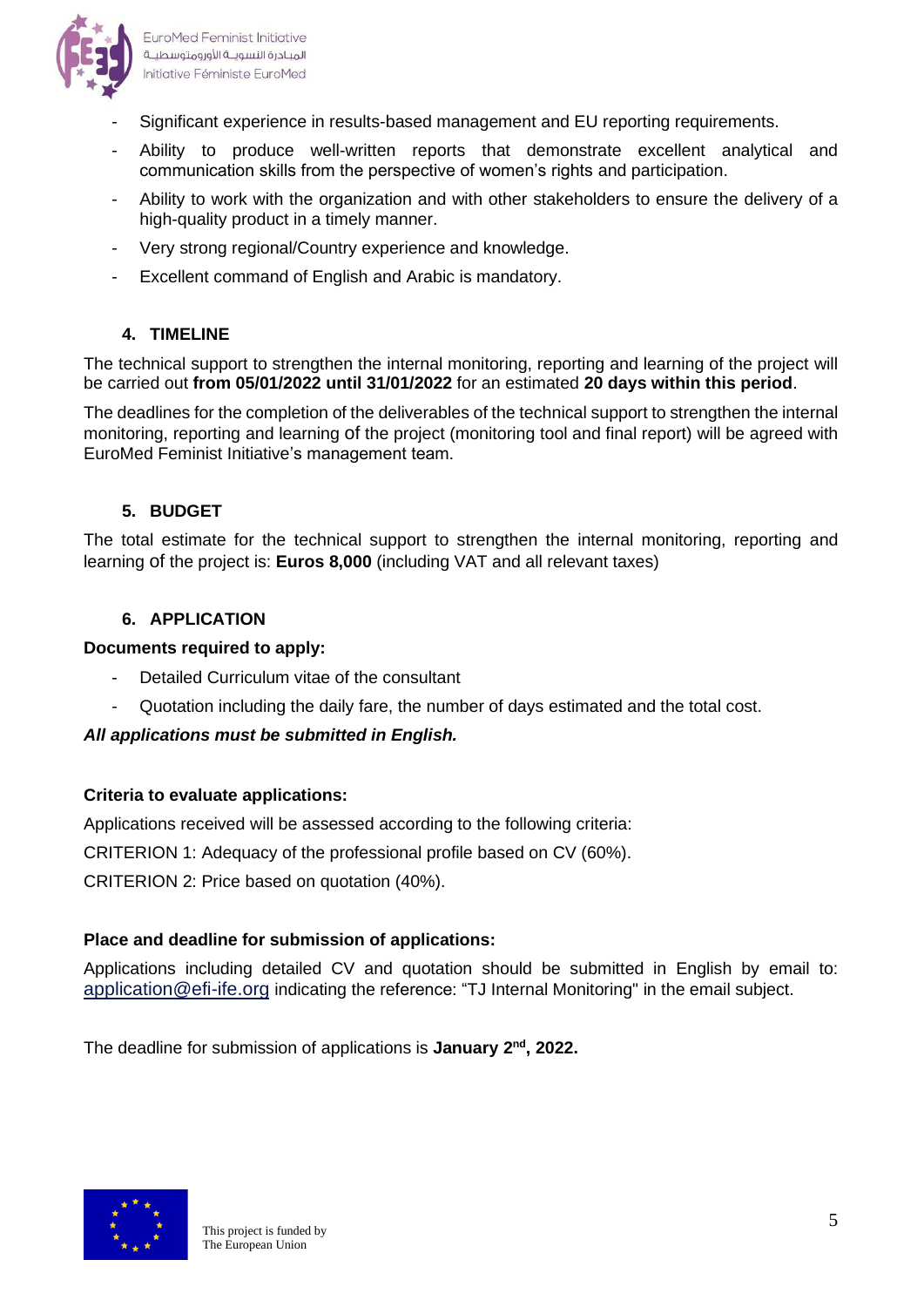- Significant experience in results-based management and EU reporting requirements.
- Ability to produce well-written reports that demonstrate excellent analytical and communication skills from the perspective of women's rights and participation.
- Ability to work with the organization and with other stakeholders to ensure the delivery of a high-quality product in a timely manner.
- Very strong regional/Country experience and knowledge.
- Excellent command of English and Arabic is mandatory.

## 4. TIMELINE

The technical support to strengthen the internal monitoring, reporting and learning of the project will be carried out **from 05/01/2022 until 31/01/2022** for an estimated **20 days within this period**.

The deadlines for the completion of the deliverables of the technical support to strengthen the internal monitoring, reporting and learning of the project (monitoring tool and final report) will be agreed with EuroMed Feminist Initiative's management team.

## 5. BUDGET

The total estimate for the technical support to strengthen the internal monitoring, reporting and learning of the project is: **Euros 8,000** (including VAT and all relevant taxes)

## 6. APPLICATION

**Documents required to apply:**

- Detailed Curriculum vitae of the consultant
- Quotation including the daily fare, the number of days estimated and the total cost.

***All applications must be submitted in English.***

**Criteria to evaluate applications:**

Applications received will be assessed according to the following criteria:

CRITERION 1: Adequacy of the professional profile based on CV (60%).

CRITERION 2: Price based on quotation (40%).

**Place and deadline for submission of applications:**

Applications including detailed CV and quotation should be submitted in English by email to: application@efi-ife.org indicating the reference: "TJ Internal Monitoring" in the email subject.

The deadline for submission of applications is **January 2nd, 2022.**

This project is funded by The European Union